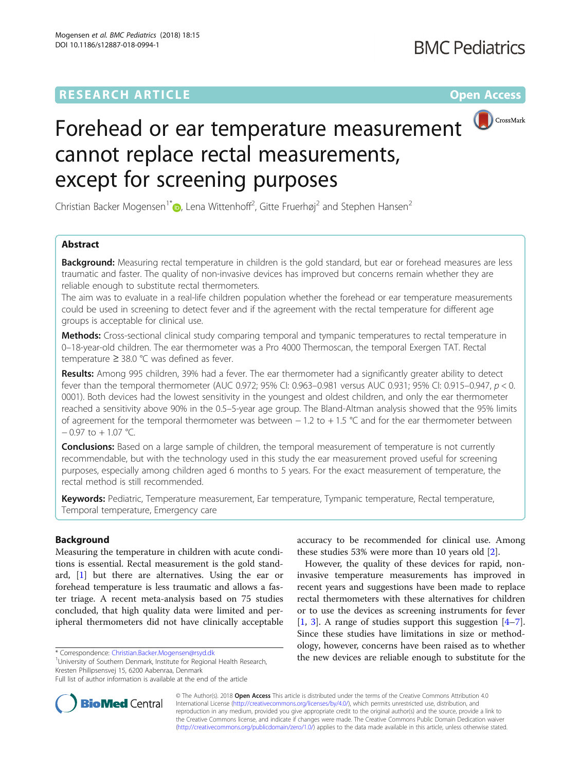RESEARCH ARTICLE

Open Access

# Forehead or ear temperature measurement cannot replace rectal measurements, except for screening purposes

Christian Backer Mogensen[1*], Lena Wittenhoff[2], Gitte Fruerhøj[2] and Stephen Hansen[2]

## Abstract

**Background:** Measuring rectal temperature in children is the gold standard, but ear or forehead measures are less traumatic and faster. The quality of non-invasive devices has improved but concerns remain whether they are reliable enough to substitute rectal thermometers.

The aim was to evaluate in a real-life children population whether the forehead or ear temperature measurements could be used in screening to detect fever and if the agreement with the rectal temperature for different age groups is acceptable for clinical use.

**Methods:** Cross-sectional clinical study comparing temporal and tympanic temperatures to rectal temperature in 0–18-year-old children. The ear thermometer was a Pro 4000 Thermoscan, the temporal Exergen TAT. Rectal temperature ≥ 38.0 °C was defined as fever.

**Results:** Among 995 children, 39% had a fever. The ear thermometer had a significantly greater ability to detect fever than the temporal thermometer (AUC 0.972; 95% CI: 0.963–0.981 versus AUC 0.931; 95% CI: 0.915–0.947, $p < 0.0001$). Both devices had the lowest sensitivity in the youngest and oldest children, and only the ear thermometer reached a sensitivity above 90% in the 0.5–5-year age group. The Bland-Altman analysis showed that the 95% limits of agreement for the temporal thermometer was between − 1.2 to + 1.5 °C and for the ear thermometer between − 0.97 to + 1.07 °C.

**Conclusions:** Based on a large sample of children, the temporal measurement of temperature is not currently recommendable, but with the technology used in this study the ear measurement proved useful for screening purposes, especially among children aged 6 months to 5 years. For the exact measurement of temperature, the rectal method is still recommended.

**Keywords:** Pediatric, Temperature measurement, Ear temperature, Tympanic temperature, Rectal temperature, Temporal temperature, Emergency care

## Background

Measuring the temperature in children with acute conditions is essential. Rectal measurement is the gold standard, [1] but there are alternatives. Using the ear or forehead temperature is less traumatic and allows a faster triage. A recent meta-analysis based on 75 studies concluded, that high quality data were limited and peripheral thermometers did not have clinically acceptable accuracy to be recommended for clinical use. Among these studies 53% were more than 10 years old [2].

However, the quality of these devices for rapid, non-invasive temperature measurements has improved in recent years and suggestions have been made to replace rectal thermometers with these alternatives for children or to use the devices as screening instruments for fever [1, 3]. A range of studies support this suggestion [4–7]. Since these studies have limitations in size or methodology, however, concerns have been raised as to whether the new devices are reliable enough to substitute for the

\* Correspondence: Christian.Backer.Mogensen@rsyd.dk
[1]University of Southern Denmark, Institute for Regional Health Research, Kresten Philipsensvej 15, 6200 Aabenraa, Denmark
Full list of author information is available at the end of the article

© The Author(s). 2018 **Open Access** This article is distributed under the terms of the Creative Commons Attribution 4.0 International License (http://creativecommons.org/licenses/by/4.0/), which permits unrestricted use, distribution, and reproduction in any medium, provided you give appropriate credit to the original author(s) and the source, provide a link to the Creative Commons license, and indicate if changes were made. The Creative Commons Public Domain Dedication waiver (http://creativecommons.org/publicdomain/zero/1.0/) applies to the data made available in this article, unless otherwise stated.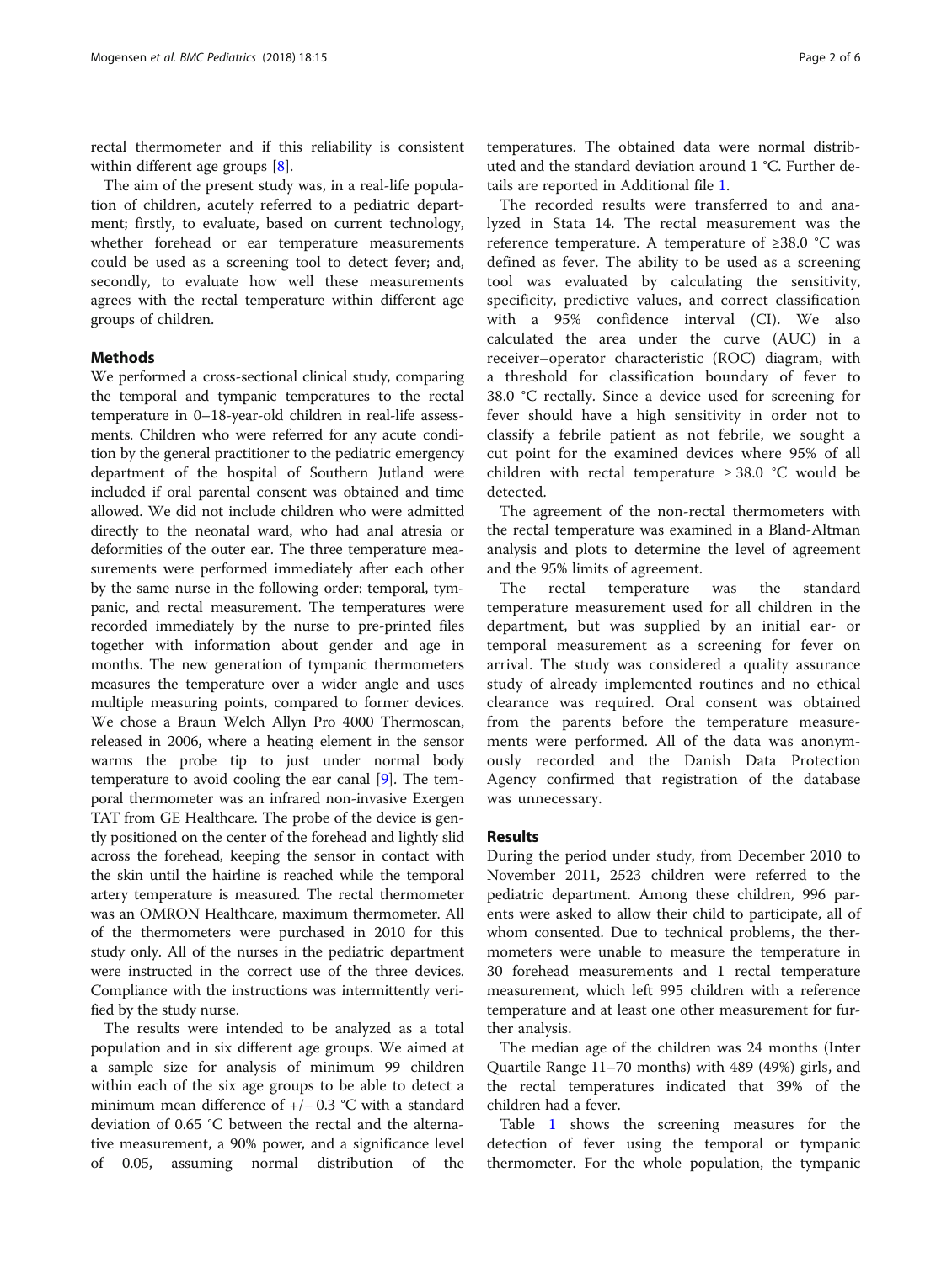rectal thermometer and if this reliability is consistent within different age groups [8].

The aim of the present study was, in a real-life population of children, acutely referred to a pediatric department; firstly, to evaluate, based on current technology, whether forehead or ear temperature measurements could be used as a screening tool to detect fever; and, secondly, to evaluate how well these measurements agrees with the rectal temperature within different age groups of children.

## Methods

We performed a cross-sectional clinical study, comparing the temporal and tympanic temperatures to the rectal temperature in 0–18-year-old children in real-life assessments. Children who were referred for any acute condition by the general practitioner to the pediatric emergency department of the hospital of Southern Jutland were included if oral parental consent was obtained and time allowed. We did not include children who were admitted directly to the neonatal ward, who had anal atresia or deformities of the outer ear. The three temperature measurements were performed immediately after each other by the same nurse in the following order: temporal, tympanic, and rectal measurement. The temperatures were recorded immediately by the nurse to pre-printed files together with information about gender and age in months. The new generation of tympanic thermometers measures the temperature over a wider angle and uses multiple measuring points, compared to former devices. We chose a Braun Welch Allyn Pro 4000 Thermoscan, released in 2006, where a heating element in the sensor warms the probe tip to just under normal body temperature to avoid cooling the ear canal [9]. The temporal thermometer was an infrared non-invasive Exergen TAT from GE Healthcare. The probe of the device is gently positioned on the center of the forehead and lightly slid across the forehead, keeping the sensor in contact with the skin until the hairline is reached while the temporal artery temperature is measured. The rectal thermometer was an OMRON Healthcare, maximum thermometer. All of the thermometers were purchased in 2010 for this study only. All of the nurses in the pediatric department were instructed in the correct use of the three devices. Compliance with the instructions was intermittently verified by the study nurse.

The results were intended to be analyzed as a total population and in six different age groups. We aimed at a sample size for analysis of minimum 99 children within each of the six age groups to be able to detect a minimum mean difference of +/− 0.3 °C with a standard deviation of 0.65 °C between the rectal and the alternative measurement, a 90% power, and a significance level of 0.05, assuming normal distribution of the temperatures. The obtained data were normal distributed and the standard deviation around 1 °C. Further details are reported in Additional file 1.

The recorded results were transferred to and analyzed in Stata 14. The rectal measurement was the reference temperature. A temperature of ≥38.0 °C was defined as fever. The ability to be used as a screening tool was evaluated by calculating the sensitivity, specificity, predictive values, and correct classification with a 95% confidence interval (CI). We also calculated the area under the curve (AUC) in a receiver–operator characteristic (ROC) diagram, with a threshold for classification boundary of fever to 38.0 °C rectally. Since a device used for screening for fever should have a high sensitivity in order not to classify a febrile patient as not febrile, we sought a cut point for the examined devices where 95% of all children with rectal temperature ≥ 38.0 °C would be detected.

The agreement of the non-rectal thermometers with the rectal temperature was examined in a Bland-Altman analysis and plots to determine the level of agreement and the 95% limits of agreement.

The rectal temperature was the standard temperature measurement used for all children in the department, but was supplied by an initial ear- or temporal measurement as a screening for fever on arrival. The study was considered a quality assurance study of already implemented routines and no ethical clearance was required. Oral consent was obtained from the parents before the temperature measurements were performed. All of the data was anonymously recorded and the Danish Data Protection Agency confirmed that registration of the database was unnecessary.

## Results

During the period under study, from December 2010 to November 2011, 2523 children were referred to the pediatric department. Among these children, 996 parents were asked to allow their child to participate, all of whom consented. Due to technical problems, the thermometers were unable to measure the temperature in 30 forehead measurements and 1 rectal temperature measurement, which left 995 children with a reference temperature and at least one other measurement for further analysis.

The median age of the children was 24 months (Inter Quartile Range 11–70 months) with 489 (49%) girls, and the rectal temperatures indicated that 39% of the children had a fever.

Table 1 shows the screening measures for the detection of fever using the temporal or tympanic thermometer. For the whole population, the tympanic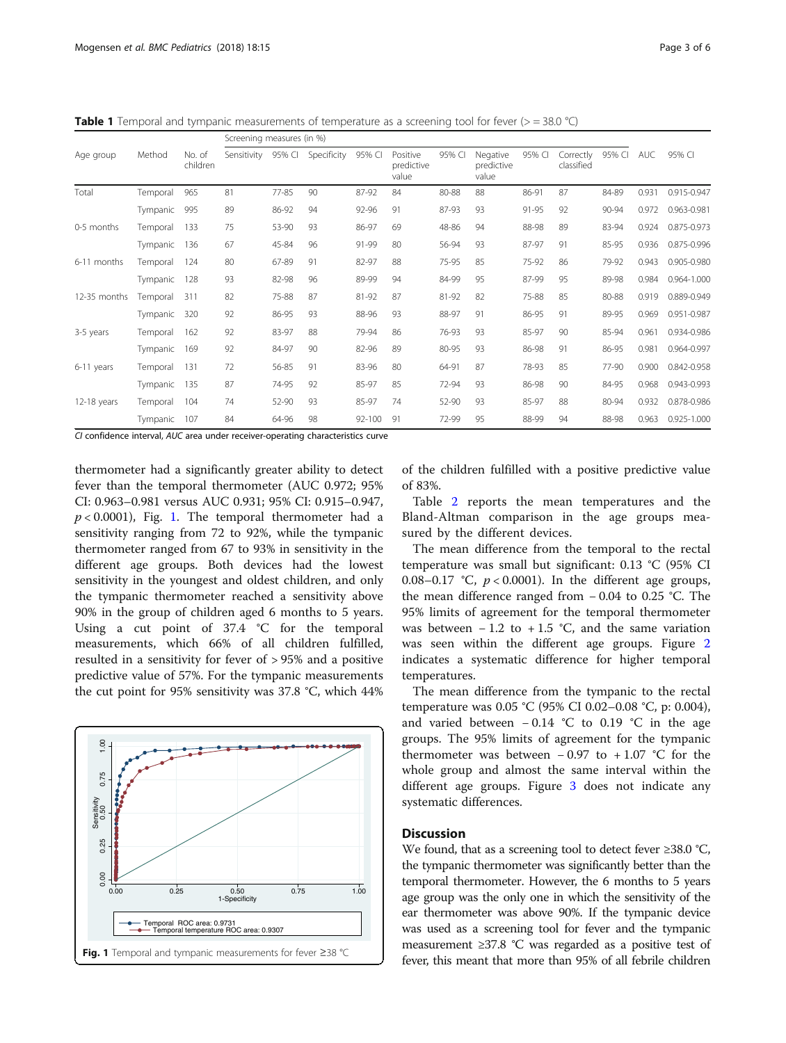**Table 1** Temporal and tympanic measurements of temperature as a screening tool for fever (> = 38.0 °C)

| Age group | Method | No. of children | Screening measures (in %) | | | | | | | | | | | |
|---|---|---|---|---|---|---|---|---|---|---|---|---|---|---|
| | | | Sensitivity | 95% CI | Specificity | 95% CI | Positive predictive value | 95% CI | Negative predictive value | 95% CI | Correctly classified | 95% CI | AUC | 95% CI |
| Total | Temporal | 965 | 81 | 77-85 | 90 | 87-92 | 84 | 80-88 | 88 | 86-91 | 87 | 84-89 | 0.931 | 0.915-0.947 |
| | Tympanic | 995 | 89 | 86-92 | 94 | 92-96 | 91 | 87-93 | 93 | 91-95 | 92 | 90-94 | 0.972 | 0.963-0.981 |
| 0-5 months | Temporal | 133 | 75 | 53-90 | 93 | 86-97 | 69 | 48-86 | 94 | 88-98 | 89 | 83-94 | 0.924 | 0.875-0.973 |
| | Tympanic | 136 | 67 | 45-84 | 96 | 91-99 | 80 | 56-94 | 93 | 87-97 | 91 | 85-95 | 0.936 | 0.875-0.996 |
| 6-11 months | Temporal | 124 | 80 | 67-89 | 91 | 82-97 | 88 | 75-95 | 85 | 75-92 | 86 | 79-92 | 0.943 | 0.905-0.980 |
| | Tympanic | 128 | 93 | 82-98 | 96 | 89-99 | 94 | 84-99 | 95 | 87-99 | 95 | 89-98 | 0.984 | 0.964-1.000 |
| 12-35 months | Temporal | 311 | 82 | 75-88 | 87 | 81-92 | 87 | 81-92 | 82 | 75-88 | 85 | 80-88 | 0.919 | 0.889-0.949 |
| | Tympanic | 320 | 92 | 86-95 | 93 | 88-96 | 93 | 88-97 | 91 | 86-95 | 91 | 89-95 | 0.969 | 0.951-0.987 |
| 3-5 years | Temporal | 162 | 92 | 83-97 | 88 | 79-94 | 86 | 76-93 | 93 | 85-97 | 90 | 85-94 | 0.961 | 0.934-0.986 |
| | Tympanic | 169 | 92 | 84-97 | 90 | 82-96 | 89 | 80-95 | 93 | 86-98 | 91 | 86-95 | 0.981 | 0.964-0.997 |
| 6-11 years | Temporal | 131 | 72 | 56-85 | 91 | 83-96 | 80 | 64-91 | 87 | 78-93 | 85 | 77-90 | 0.900 | 0.842-0.958 |
| | Tympanic | 135 | 87 | 74-95 | 92 | 85-97 | 85 | 72-94 | 93 | 86-98 | 90 | 84-95 | 0.968 | 0.943-0.993 |
| 12-18 years | Temporal | 104 | 74 | 52-90 | 93 | 85-97 | 74 | 52-90 | 93 | 85-97 | 88 | 80-94 | 0.932 | 0.878-0.986 |
| | Tympanic | 107 | 84 | 64-96 | 98 | 92-100 | 91 | 72-99 | 95 | 88-99 | 94 | 88-98 | 0.963 | 0.925-1.000 |

*CI* confidence interval, *AUC* area under receiver-operating characteristics curve

thermometer had a significantly greater ability to detect fever than the temporal thermometer (AUC 0.972; 95% CI: 0.963–0.981 versus AUC 0.931; 95% CI: 0.915–0.947, $p < 0.0001$), Fig. 1. The temporal thermometer had a sensitivity ranging from 72 to 92%, while the tympanic thermometer ranged from 67 to 93% in sensitivity in the different age groups. Both devices had the lowest sensitivity in the youngest and oldest children, and only the tympanic thermometer reached a sensitivity above 90% in the group of children aged 6 months to 5 years. Using a cut point of 37.4 °C for the temporal measurements, which 66% of all children fulfilled, resulted in a sensitivity for fever of > 95% and a positive predictive value of 57%. For the tympanic measurements the cut point for 95% sensitivity was 37.8 °C, which 44% of the children fulfilled with a positive predictive value of 83%.

**Fig. 1** Temporal and tympanic measurements for fever ≥38 °C

Table 2 reports the mean temperatures and the Bland-Altman comparison in the age groups measured by the different devices.

The mean difference from the temporal to the rectal temperature was small but significant: 0.13 °C (95% CI 0.08–0.17 °C, $p < 0.0001$). In the different age groups, the mean difference ranged from − 0.04 to 0.25 °C. The 95% limits of agreement for the temporal thermometer was between − 1.2 to + 1.5 °C, and the same variation was seen within the different age groups. Figure 2 indicates a systematic difference for higher temporal temperatures.

The mean difference from the tympanic to the rectal temperature was 0.05 °C (95% CI 0.02–0.08 °C, p: 0.004), and varied between − 0.14 °C to 0.19 °C in the age groups. The 95% limits of agreement for the tympanic thermometer was between − 0.97 to + 1.07 °C for the whole group and almost the same interval within the different age groups. Figure 3 does not indicate any systematic differences.

## Discussion

We found, that as a screening tool to detect fever ≥38.0 °C, the tympanic thermometer was significantly better than the temporal thermometer. However, the 6 months to 5 years age group was the only one in which the sensitivity of the ear thermometer was above 90%. If the tympanic device was used as a screening tool for fever and the tympanic measurement ≥37.8 °C was regarded as a positive test of fever, this meant that more than 95% of all febrile children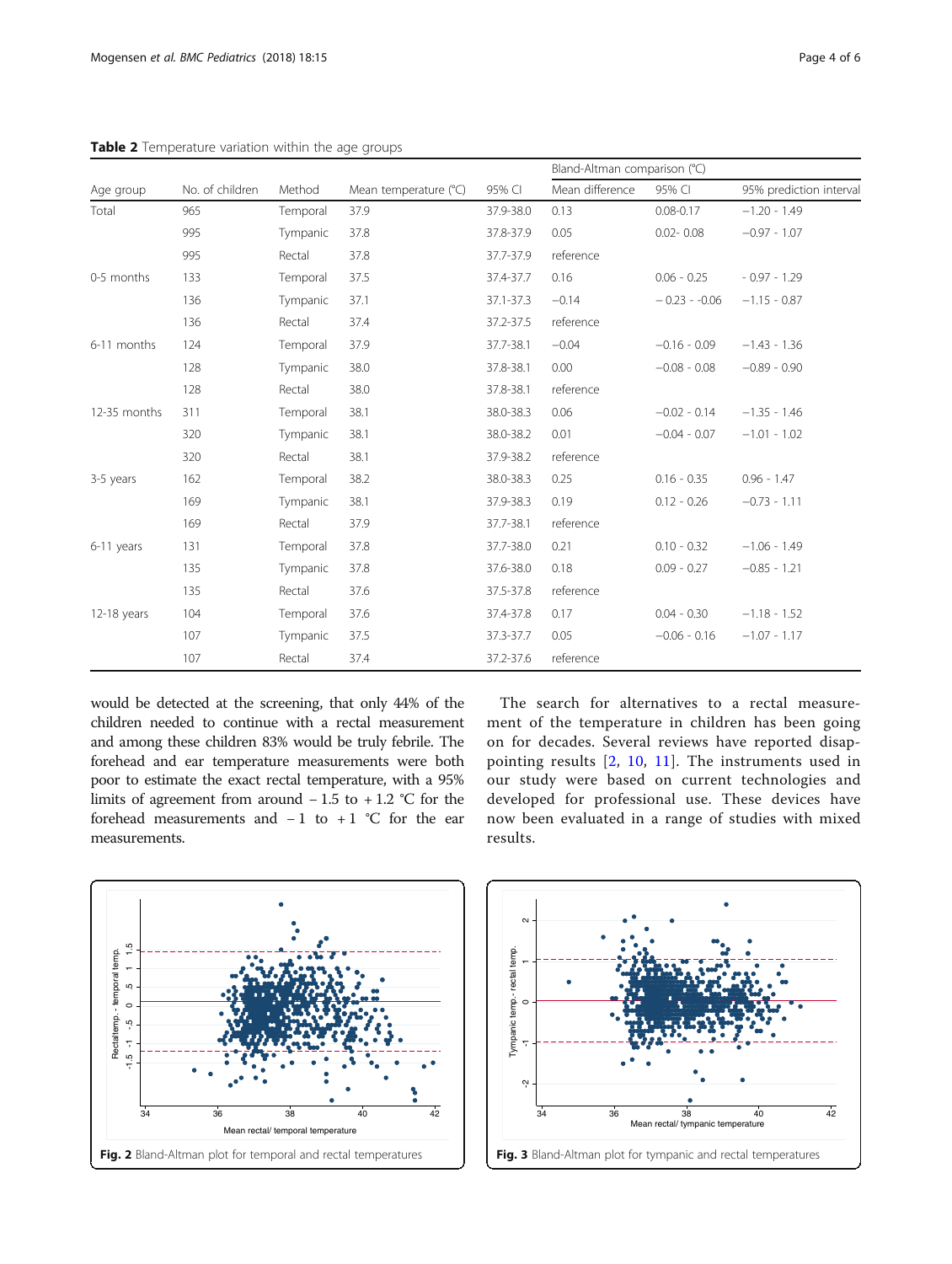**Table 2** Temperature variation within the age groups

| Age group | No. of children | Method | Mean temperature (°C) | 95% CI | Bland-Altman comparison (°C) | | |
|---|---|---|---|---|---|---|---|
| | | | | | Mean difference | 95% CI | 95% prediction interval |
| Total | 965 | Temporal | 37.9 | 37.9-38.0 | 0.13 | 0.08-0.17 | −1.20 - 1.49 |
| | 995 | Tympanic | 37.8 | 37.8-37.9 | 0.05 | 0.02- 0.08 | −0.97 - 1.07 |
| | 995 | Rectal | 37.8 | 37.7-37.9 | reference | | |
| 0-5 months | 133 | Temporal | 37.5 | 37.4-37.7 | 0.16 | 0.06 - 0.25 | - 0.97 - 1.29 |
| | 136 | Tympanic | 37.1 | 37.1-37.3 | −0.14 | − 0.23 - -0.06 | −1.15 - 0.87 |
| | 136 | Rectal | 37.4 | 37.2-37.5 | reference | | |
| 6-11 months | 124 | Temporal | 37.9 | 37.7-38.1 | −0.04 | −0.16 - 0.09 | −1.43 - 1.36 |
| | 128 | Tympanic | 38.0 | 37.8-38.1 | 0.00 | −0.08 - 0.08 | −0.89 - 0.90 |
| | 128 | Rectal | 38.0 | 37.8-38.1 | reference | | |
| 12-35 months | 311 | Temporal | 38.1 | 38.0-38.3 | 0.06 | −0.02 - 0.14 | −1.35 - 1.46 |
| | 320 | Tympanic | 38.1 | 38.0-38.2 | 0.01 | −0.04 - 0.07 | −1.01 - 1.02 |
| | 320 | Rectal | 38.1 | 37.9-38.2 | reference | | |
| 3-5 years | 162 | Temporal | 38.2 | 38.0-38.3 | 0.25 | 0.16 - 0.35 | 0.96 - 1.47 |
| | 169 | Tympanic | 38.1 | 37.9-38.3 | 0.19 | 0.12 - 0.26 | −0.73 - 1.11 |
| | 169 | Rectal | 37.9 | 37.7-38.1 | reference | | |
| 6-11 years | 131 | Temporal | 37.8 | 37.7-38.0 | 0.21 | 0.10 - 0.32 | −1.06 - 1.49 |
| | 135 | Tympanic | 37.8 | 37.6-38.0 | 0.18 | 0.09 - 0.27 | −0.85 - 1.21 |
| | 135 | Rectal | 37.6 | 37.5-37.8 | reference | | |
| 12-18 years | 104 | Temporal | 37.6 | 37.4-37.8 | 0.17 | 0.04 - 0.30 | −1.18 - 1.52 |
| | 107 | Tympanic | 37.5 | 37.3-37.7 | 0.05 | −0.06 - 0.16 | −1.07 - 1.17 |
| | 107 | Rectal | 37.4 | 37.2-37.6 | reference | | |

would be detected at the screening, that only 44% of the children needed to continue with a rectal measurement and among these children 83% would be truly febrile. The forehead and ear temperature measurements were both poor to estimate the exact rectal temperature, with a 95% limits of agreement from around − 1.5 to + 1.2 °C for the forehead measurements and − 1 to + 1 °C for the ear measurements.

The search for alternatives to a rectal measurement of the temperature in children has been going on for decades. Several reviews have reported disappointing results [2, 10, 11]. The instruments used in our study were based on current technologies and developed for professional use. These devices have now been evaluated in a range of studies with mixed results.

**Fig. 2** Bland-Altman plot for temporal and rectal temperatures

**Fig. 3** Bland-Altman plot for tympanic and rectal temperatures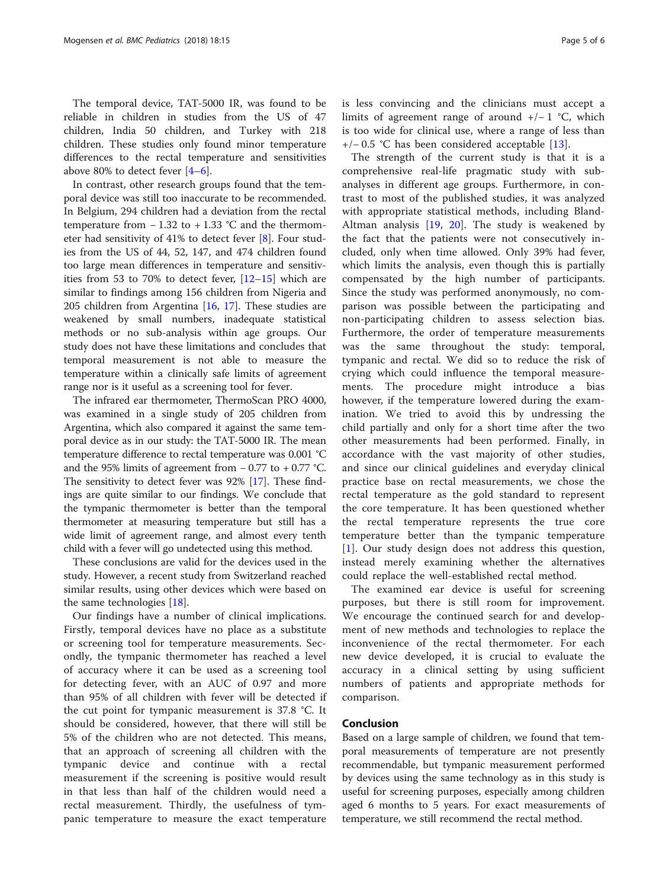The temporal device, TAT-5000 IR, was found to be reliable in children in studies from the US of 47 children, India 50 children, and Turkey with 218 children. These studies only found minor temperature differences to the rectal temperature and sensitivities above 80% to detect fever [4–6].

In contrast, other research groups found that the temporal device was still too inaccurate to be recommended. In Belgium, 294 children had a deviation from the rectal temperature from − 1.32 to + 1.33 °C and the thermometer had sensitivity of 41% to detect fever [8]. Four studies from the US of 44, 52, 147, and 474 children found too large mean differences in temperature and sensitivities from 53 to 70% to detect fever, [12–15] which are similar to findings among 156 children from Nigeria and 205 children from Argentina [16, 17]. These studies are weakened by small numbers, inadequate statistical methods or no sub-analysis within age groups. Our study does not have these limitations and concludes that temporal measurement is not able to measure the temperature within a clinically safe limits of agreement range nor is it useful as a screening tool for fever.

The infrared ear thermometer, ThermoScan PRO 4000, was examined in a single study of 205 children from Argentina, which also compared it against the same temporal device as in our study: the TAT-5000 IR. The mean temperature difference to rectal temperature was 0.001 °C and the 95% limits of agreement from − 0.77 to + 0.77 °C. The sensitivity to detect fever was 92% [17]. These findings are quite similar to our findings. We conclude that the tympanic thermometer is better than the temporal thermometer at measuring temperature but still has a wide limit of agreement range, and almost every tenth child with a fever will go undetected using this method.

These conclusions are valid for the devices used in the study. However, a recent study from Switzerland reached similar results, using other devices which were based on the same technologies [18].

Our findings have a number of clinical implications. Firstly, temporal devices have no place as a substitute or screening tool for temperature measurements. Secondly, the tympanic thermometer has reached a level of accuracy where it can be used as a screening tool for detecting fever, with an AUC of 0.97 and more than 95% of all children with fever will be detected if the cut point for tympanic measurement is 37.8 °C. It should be considered, however, that there will still be 5% of the children who are not detected. This means, that an approach of screening all children with the tympanic device and continue with a rectal measurement if the screening is positive would result in that less than half of the children would need a rectal measurement. Thirdly, the usefulness of tympanic temperature to measure the exact temperature is less convincing and the clinicians must accept a limits of agreement range of around +/− 1 °C, which is too wide for clinical use, where a range of less than +/− 0.5 °C has been considered acceptable [13].

The strength of the current study is that it is a comprehensive real-life pragmatic study with sub-analyses in different age groups. Furthermore, in contrast to most of the published studies, it was analyzed with appropriate statistical methods, including Bland-Altman analysis [19, 20]. The study is weakened by the fact that the patients were not consecutively included, only when time allowed. Only 39% had fever, which limits the analysis, even though this is partially compensated by the high number of participants. Since the study was performed anonymously, no comparison was possible between the participating and non-participating children to assess selection bias. Furthermore, the order of temperature measurements was the same throughout the study: temporal, tympanic and rectal. We did so to reduce the risk of crying which could influence the temporal measurements. The procedure might introduce a bias however, if the temperature lowered during the examination. We tried to avoid this by undressing the child partially and only for a short time after the two other measurements had been performed. Finally, in accordance with the vast majority of other studies, and since our clinical guidelines and everyday clinical practice base on rectal measurements, we chose the rectal temperature as the gold standard to represent the core temperature. It has been questioned whether the rectal temperature represents the true core temperature better than the tympanic temperature [1]. Our study design does not address this question, instead merely examining whether the alternatives could replace the well-established rectal method.

The examined ear device is useful for screening purposes, but there is still room for improvement. We encourage the continued search for and development of new methods and technologies to replace the inconvenience of the rectal thermometer. For each new device developed, it is crucial to evaluate the accuracy in a clinical setting by using sufficient numbers of patients and appropriate methods for comparison.

## Conclusion

Based on a large sample of children, we found that temporal measurements of temperature are not presently recommendable, but tympanic measurement performed by devices using the same technology as in this study is useful for screening purposes, especially among children aged 6 months to 5 years. For exact measurements of temperature, we still recommend the rectal method.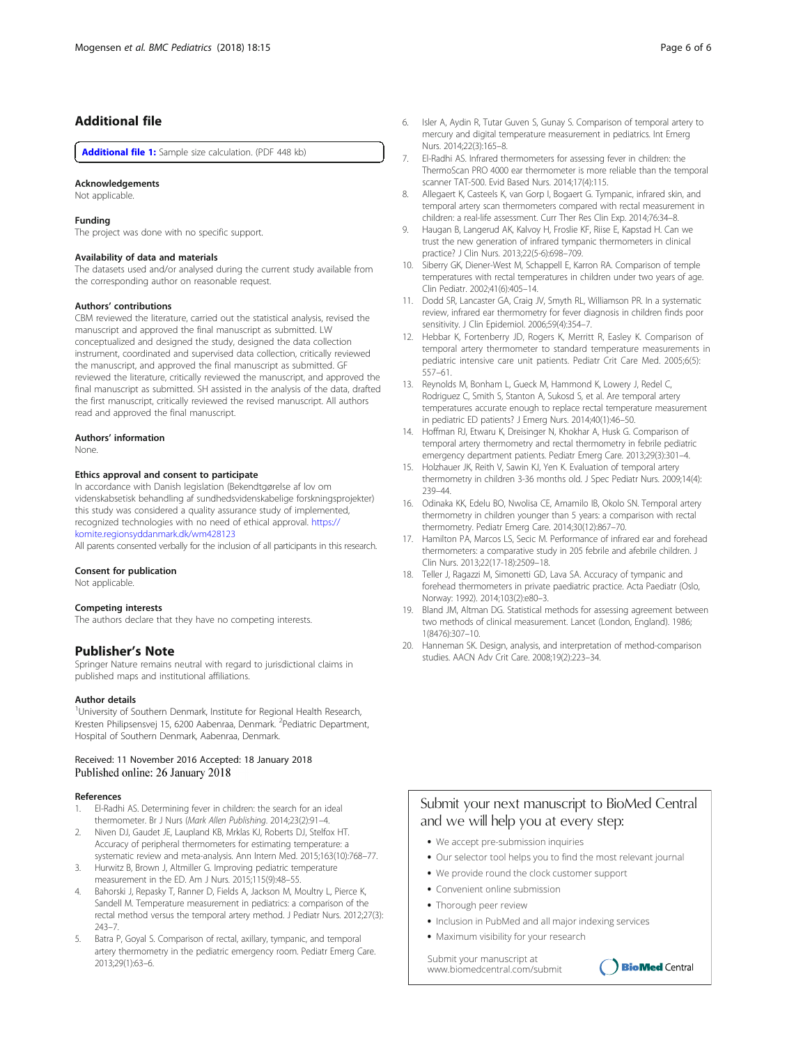## Additional file

**Additional file 1:** Sample size calculation. (PDF 448 kb)

### Acknowledgements

Not applicable.

### Funding

The project was done with no specific support.

### Availability of data and materials

The datasets used and/or analysed during the current study available from the corresponding author on reasonable request.

### Authors' contributions

CBM reviewed the literature, carried out the statistical analysis, revised the manuscript and approved the final manuscript as submitted. LW conceptualized and designed the study, designed the data collection instrument, coordinated and supervised data collection, critically reviewed the manuscript, and approved the final manuscript as submitted. GF reviewed the literature, critically reviewed the manuscript, and approved the final manuscript as submitted. SH assisted in the analysis of the data, drafted the first manuscript, critically reviewed the revised manuscript. All authors read and approved the final manuscript.

### Authors' information

None.

### Ethics approval and consent to participate

In accordance with Danish legislation (Bekendtgørelse af lov om videnskabsetisk behandling af sundhedsvidenskabelige forskningsprojekter) this study was considered a quality assurance study of implemented, recognized technologies with no need of ethical approval. https://komite.regionsyddanmark.dk/wm428123

All parents consented verbally for the inclusion of all participants in this research.

### Consent for publication

Not applicable.

### Competing interests

The authors declare that they have no competing interests.

## Publisher's Note

Springer Nature remains neutral with regard to jurisdictional claims in published maps and institutional affiliations.

### Author details

[1]University of Southern Denmark, Institute for Regional Health Research, Kresten Philipsensvej 15, 6200 Aabenraa, Denmark. [2]Pediatric Department, Hospital of Southern Denmark, Aabenraa, Denmark.

Received: 11 November 2016 Accepted: 18 January 2018
Published online: 26 January 2018

### References

1. El-Radhi AS. Determining fever in children: the search for an ideal thermometer. Br J Nurs (*Mark Allen Publishing*. 2014;23(2):91–4.
2. Niven DJ, Gaudet JE, Laupland KB, Mrklas KJ, Roberts DJ, Stelfox HT. Accuracy of peripheral thermometers for estimating temperature: a systematic review and meta-analysis. Ann Intern Med. 2015;163(10):768–77.
3. Hurwitz B, Brown J, Altmiller G. Improving pediatric temperature measurement in the ED. Am J Nurs. 2015;115(9):48–55.
4. Bahorski J, Repasky T, Ranner D, Fields A, Jackson M, Moultry L, Pierce K, Sandell M. Temperature measurement in pediatrics: a comparison of the rectal method versus the temporal artery method. J Pediatr Nurs. 2012;27(3):243–7.
5. Batra P, Goyal S. Comparison of rectal, axillary, tympanic, and temporal artery thermometry in the pediatric emergency room. Pediatr Emerg Care. 2013;29(1):63–6.
6. Isler A, Aydin R, Tutar Guven S, Gunay S. Comparison of temporal artery to mercury and digital temperature measurement in pediatrics. Int Emerg Nurs. 2014;22(3):165–8.
7. El-Radhi AS. Infrared thermometers for assessing fever in children: the ThermoScan PRO 4000 ear thermometer is more reliable than the temporal scanner TAT-500. Evid Based Nurs. 2014;17(4):115.
8. Allegaert K, Casteels K, van Gorp I, Bogaert G. Tympanic, infrared skin, and temporal artery scan thermometers compared with rectal measurement in children: a real-life assessment. Curr Ther Res Clin Exp. 2014;76:34–8.
9. Haugan B, Langerud AK, Kalvoy H, Froslie KF, Riise E, Kapstad H. Can we trust the new generation of infrared tympanic thermometers in clinical practice? J Clin Nurs. 2013;22(5-6):698–709.
10. Siberry GK, Diener-West M, Schappell E, Karron RA. Comparison of temple temperatures with rectal temperatures in children under two years of age. Clin Pediatr. 2002;41(6):405–14.
11. Dodd SR, Lancaster GA, Craig JV, Smyth RL, Williamson PR. In a systematic review, infrared ear thermometry for fever diagnosis in children finds poor sensitivity. J Clin Epidemiol. 2006;59(4):354–7.
12. Hebbar K, Fortenberry JD, Rogers K, Merritt R, Easley K. Comparison of temporal artery thermometer to standard temperature measurements in pediatric intensive care unit patients. Pediatr Crit Care Med. 2005;6(5):557–61.
13. Reynolds M, Bonham L, Gueck M, Hammond K, Lowery J, Redel C, Rodriguez C, Smith S, Stanton A, Sukosd S, et al. Are temporal artery temperatures accurate enough to replace rectal temperature measurement in pediatric ED patients? J Emerg Nurs. 2014;40(1):46–50.
14. Hoffman RJ, Etwaru K, Dreisinger N, Khokhar A, Husk G. Comparison of temporal artery thermometry and rectal thermometry in febrile pediatric emergency department patients. Pediatr Emerg Care. 2013;29(3):301–4.
15. Holzhauer JK, Reith V, Sawin KJ, Yen K. Evaluation of temporal artery thermometry in children 3-36 months old. J Spec Pediatr Nurs. 2009;14(4):239–44.
16. Odinaka KK, Edelu BO, Nwolisa CE, Amamilo IB, Okolo SN. Temporal artery thermometry in children younger than 5 years: a comparison with rectal thermometry. Pediatr Emerg Care. 2014;30(12):867–70.
17. Hamilton PA, Marcos LS, Secic M. Performance of infrared ear and forehead thermometers: a comparative study in 205 febrile and afebrile children. J Clin Nurs. 2013;22(17-18):2509–18.
18. Teller J, Ragazzi M, Simonetti GD, Lava SA. Accuracy of tympanic and forehead thermometers in private paediatric practice. Acta Paediatr (Oslo, Norway: 1992). 2014;103(2):e80–3.
19. Bland JM, Altman DG. Statistical methods for assessing agreement between two methods of clinical measurement. Lancet (London, England). 1986;1(8476):307–10.
20. Hanneman SK. Design, analysis, and interpretation of method-comparison studies. AACN Adv Crit Care. 2008;19(2):223–34.

Submit your next manuscript to BioMed Central and we will help you at every step:

- We accept pre-submission inquiries
- Our selector tool helps you to find the most relevant journal
- We provide round the clock customer support
- Convenient online submission
- Thorough peer review
- Inclusion in PubMed and all major indexing services
- Maximum visibility for your research

Submit your manuscript at www.biomedcentral.com/submit

BioMed Central